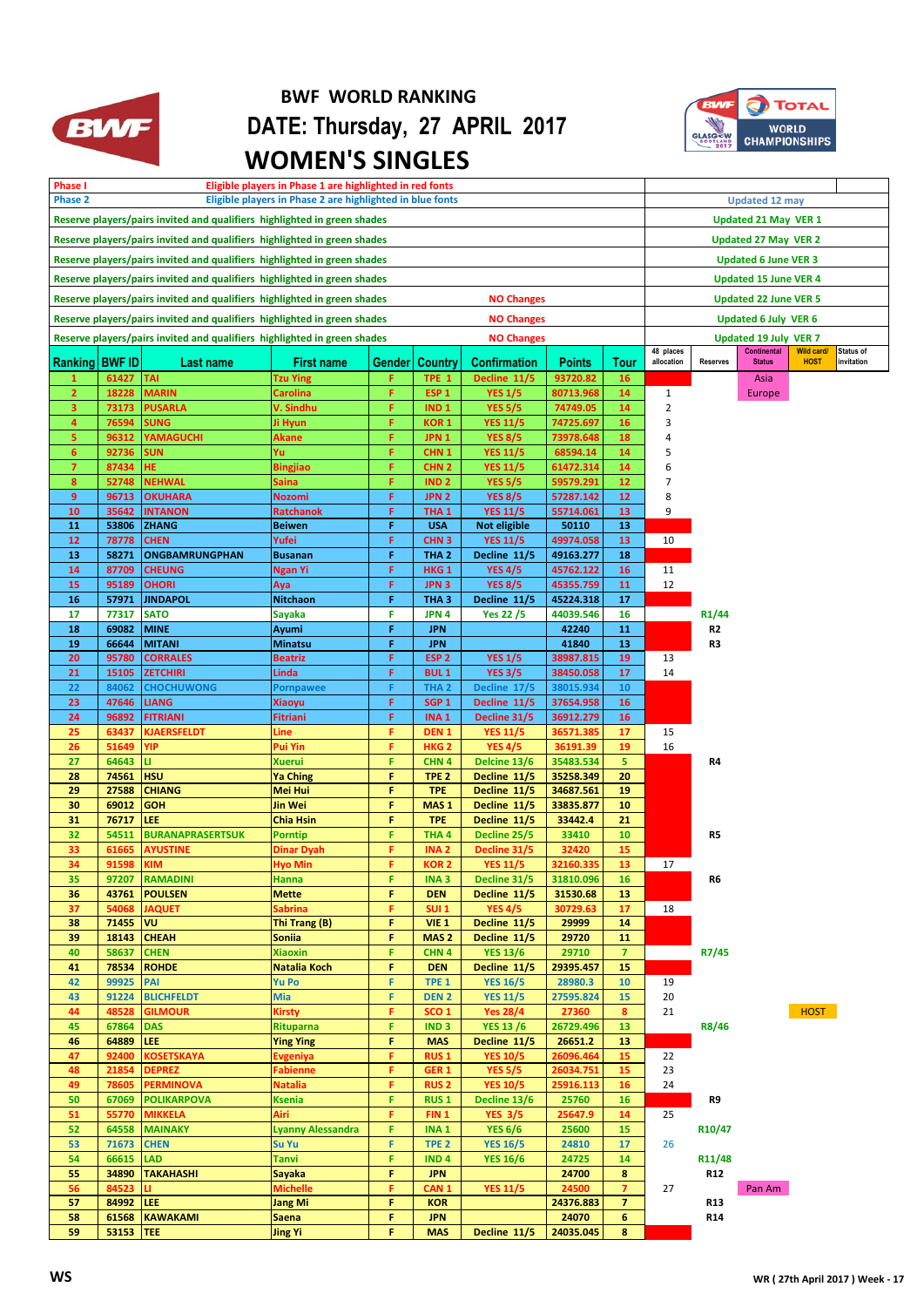# BWF WORLD RANKING

## DATE: Thursday, 27 APRIL 2017

## WOMEN'S SINGLES

| | |
|---|---|
| Phase I — Eligible players in Phase 1 are highlighted in red fonts | |
| Phase 2 — Eligible players in Phase 2 are highlighted in blue fonts | Updated 12 may |
| Reserve players/pairs invited and qualifiers highlighted in green shades | Updated 21 May VER 1 |
| Reserve players/pairs invited and qualifiers highlighted in green shades | Updated 27 May VER 2 |
| Reserve players/pairs invited and qualifiers highlighted in green shades | Updated 6 June VER 3 |
| Reserve players/pairs invited and qualifiers highlighted in green shades | Updated 15 June VER 4 |
| Reserve players/pairs invited and qualifiers highlighted in green shades — NO Changes | Updated 22 June VER 5 |
| Reserve players/pairs invited and qualifiers highlighted in green shades — NO Changes | Updated 6 July VER 6 |
| Reserve players/pairs invited and qualifiers highlighted in green shades — NO Changes | Updated 19 July VER 7 |

| Ranking | BWF ID | Last name | First name | Gender | Country | Confirmation | Points | Tour | 48 places allocation | Reserves | Continental Status | Wild card/ HOST | Status of invitation |
|---|---|---|---|---|---|---|---|---|---|---|---|---|---|
| 1 | 61427 | TAI | Tzu Ying | F | TPE 1 | Decline 11/5 | 93720.82 | 16 | | | Asia | | |
| 2 | 18228 | MARIN | Carolina | F | ESP 1 | YES 1/5 | 80713.968 | 14 | 1 | | Europe | | |
| 3 | 73173 | PUSARLA | V. Sindhu | F | IND 1 | YES 5/5 | 74749.05 | 14 | 2 | | | | |
| 4 | 76594 | SUNG | Ji Hyun | F | KOR 1 | YES 11/5 | 74725.697 | 16 | 3 | | | | |
| 5 | 96312 | YAMAGUCHI | Akane | F | JPN 1 | YES 8/5 | 73978.648 | 18 | 4 | | | | |
| 6 | 92736 | SUN | Yu | F | CHN 1 | YES 11/5 | 68594.14 | 14 | 5 | | | | |
| 7 | 87434 | HE | Bingjiao | F | CHN 2 | YES 11/5 | 61472.314 | 14 | 6 | | | | |
| 8 | 52748 | NEHWAL | Saina | F | IND 2 | YES 5/5 | 59579.291 | 12 | 7 | | | | |
| 9 | 96713 | OKUHARA | Nozomi | F | JPN 2 | YES 8/5 | 57287.142 | 12 | 8 | | | | |
| 10 | 35642 | INTANON | Ratchanok | F | THA 1 | YES 11/5 | 55714.061 | 13 | 9 | | | | |
| 11 | 53806 | ZHANG | Beiwen | F | USA | Not eligible | 50110 | 13 | | | | | |
| 12 | 78778 | CHEN | Yufei | F | CHN 3 | YES 11/5 | 49974.058 | 13 | 10 | | | | |
| 13 | 58271 | ONGBAMRUNGPHAN | Busanan | F | THA 2 | Decline 11/5 | 49163.277 | 18 | | | | | |
| 14 | 87709 | CHEUNG | Ngan Yi | F | HKG 1 | YES 4/5 | 45762.122 | 16 | 11 | | | | |
| 15 | 95189 | OHORI | Aya | F | JPN 3 | YES 8/5 | 45355.759 | 11 | 12 | | | | |
| 16 | 57971 | JINDAPOL | Nitchaon | F | THA 3 | Decline 11/5 | 45224.318 | 17 | | | | | |
| 17 | 77317 | SATO | Sayaka | F | JPN 4 | Yes 22 /5 | 44039.546 | 16 | | R1/44 | | | |
| 18 | 69082 | MINE | Ayumi | F | JPN | | 42240 | 11 | | R2 | | | |
| 19 | 66644 | MITANI | Minatsu | F | JPN | | 41840 | 13 | | R3 | | | |
| 20 | 95780 | CORRALES | Beatriz | F | ESP 2 | YES 1/5 | 38987.815 | 19 | 13 | | | | |
| 21 | 15105 | ZETCHIRI | Linda | F | BUL 1 | YES 3/5 | 38450.058 | 17 | 14 | | | | |
| 22 | 84062 | CHOCHUWONG | Pornpawee | F | THA 2 | Decline 17/5 | 38015.934 | 10 | | | | | |
| 23 | 47646 | LIANG | Xiaoyu | F | SGP 1 | Decline 11/5 | 37654.958 | 16 | | | | | |
| 24 | 96892 | FITRIANI | Fitriani | F | INA 1 | Decline 31/5 | 36912.279 | 16 | | | | | |
| 25 | 63437 | KJAERSFELDT | Line | F | DEN 1 | YES 11/5 | 36571.385 | 17 | 15 | | | | |
| 26 | 51649 | YIP | Pui Yin | F | HKG 2 | YES 4/5 | 36191.39 | 19 | 16 | | | | |
| 27 | 64643 | LI | Xuerui | F | CHN 4 | Delcine 13/6 | 35483.534 | 5 | | R4 | | | |
| 28 | 74561 | HSU | Ya Ching | F | TPE 2 | Decline 11/5 | 35258.349 | 20 | | | | | |
| 29 | 27588 | CHIANG | Mei Hui | F | TPE | Decline 11/5 | 34687.561 | 19 | | | | | |
| 30 | 69012 | GOH | Jin Wei | F | MAS 1 | Decline 11/5 | 33835.877 | 10 | | | | | |
| 31 | 76717 | LEE | Chia Hsin | F | TPE | Decline 11/5 | 33442.4 | 21 | | | | | |
| 32 | 54511 | BURANAPRASERTSUK | Porntip | F | THA 4 | Decline 25/5 | 33410 | 10 | | R5 | | | |
| 33 | 61665 | AYUSTINE | Dinar Dyah | F | INA 2 | Decline 31/5 | 32420 | 15 | | | | | |
| 34 | 91598 | KIM | Hyo Min | F | KOR 2 | YES 11/5 | 32160.335 | 13 | 17 | | | | |
| 35 | 97207 | RAMADINI | Hanna | F | INA 3 | Decline 31/5 | 31810.096 | 16 | | R6 | | | |
| 36 | 43761 | POULSEN | Mette | F | DEN | Decline 11/5 | 31530.68 | 13 | | | | | |
| 37 | 54068 | JAQUET | Sabrina | F | SUI 1 | YES 4/5 | 30729.63 | 17 | 18 | | | | |
| 38 | 71455 | VU | Thi Trang (B) | F | VIE 1 | Decline 11/5 | 29999 | 14 | | | | | |
| 39 | 18143 | CHEAH | Soniia | F | MAS 2 | Decline 11/5 | 29720 | 11 | | | | | |
| 40 | 58637 | CHEN | Xiaoxin | F | CHN 4 | YES 13/6 | 29710 | 7 | | R7/45 | | | |
| 41 | 78534 | ROHDE | Natalia Koch | F | DEN | Decline 11/5 | 29395.457 | 15 | | | | | |
| 42 | 99925 | PAI | Yu Po | F | TPE 1 | YES 16/5 | 28980.3 | 10 | 19 | | | | |
| 43 | 91224 | BLICHFELDT | Mia | F | DEN 2 | YES 11/5 | 27595.824 | 15 | 20 | | | | |
| 44 | 48528 | GILMOUR | Kirsty | F | SCO 1 | Yes 28/4 | 27360 | 8 | 21 | | | HOST | |
| 45 | 67864 | DAS | Rituparna | F | IND 3 | YES 13 /6 | 26729.496 | 13 | | R8/46 | | | |
| 46 | 64889 | LEE | Ying Ying | F | MAS | Decline 11/5 | 26651.2 | 13 | | | | | |
| 47 | 92400 | KOSETSKAYA | Evgeniya | F | RUS 1 | YES 10/5 | 26096.464 | 15 | 22 | | | | |
| 48 | 21854 | DEPREZ | Fabienne | F | GER 1 | YES 5/5 | 26034.751 | 15 | 23 | | | | |
| 49 | 78605 | PERMINOVA | Natalia | F | RUS 2 | YES 10/5 | 25916.113 | 16 | 24 | | | | |
| 50 | 67069 | POLIKARPOVA | Ksenia | F | RUS 1 | Decline 13/6 | 25760 | 16 | | R9 | | | |
| 51 | 55770 | MIKKELA | Airi | F | FIN 1 | YES 3/5 | 25647.9 | 14 | 25 | | | | |
| 52 | 64558 | MAINAKY | Lyanny Alessandra | F | INA 1 | YES 6/6 | 25600 | 15 | | R10/47 | | | |
| 53 | 71673 | CHEN | Su Yu | F | TPE 2 | YES 16/5 | 24810 | 17 | 26 | | | | |
| 54 | 66615 | LAD | Tanvi | F | IND 4 | YES 16/6 | 24725 | 14 | | R11/48 | | | |
| 55 | 34890 | TAKAHASHI | Sayaka | F | JPN | | 24700 | 8 | | R12 | | | |
| 56 | 84523 | LI | Michelle | F | CAN 1 | YES 11/5 | 24500 | 7 | 27 | | Pan Am | | |
| 57 | 84992 | LEE | Jang Mi | F | KOR | | 24376.883 | 7 | | R13 | | | |
| 58 | 61568 | KAWAKAMI | Saena | F | JPN | | 24070 | 6 | | R14 | | | |
| 59 | 53153 | TEE | Jing Yi | F | MAS | Decline 11/5 | 24035.045 | 8 | | | | | |

WS

WR ( 27th April 2017 ) Week - 17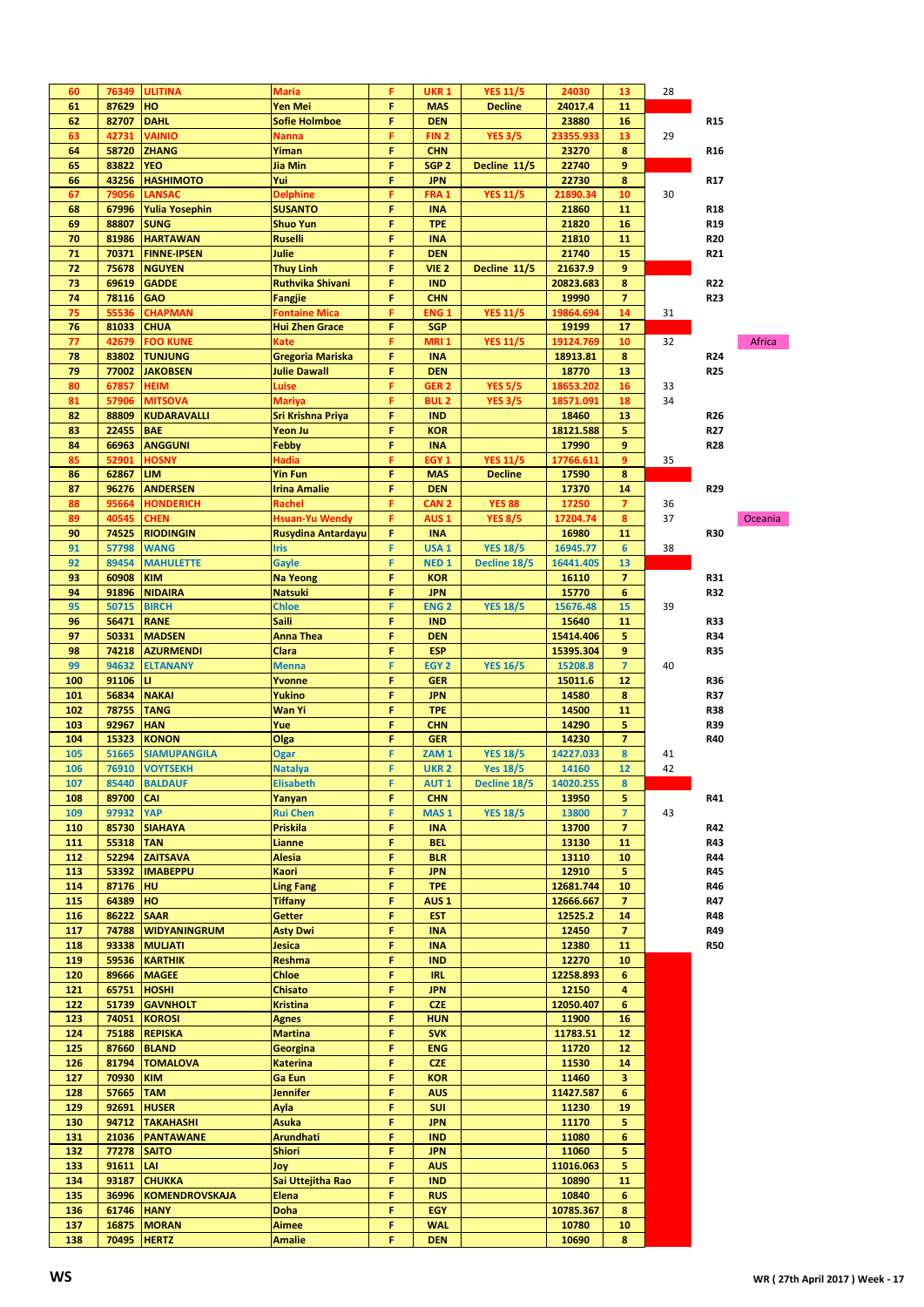| | | | | | | | | | | | |
|---|---|---|---|---|---|---|---|---|---|---|---|
| 60 | 76349 | ULITINA | Maria | F | UKR 1 | YES 11/5 | 24030 | 13 | 28 | | |
| 61 | 87629 | HO | Yen Mei | F | MAS | Decline | 24017.4 | 11 | | | |
| 62 | 82707 | DAHL | Sofie Holmboe | F | DEN | | 23880 | 16 | | R15 | |
| 63 | 42731 | VAINIO | Nanna | F | FIN 2 | YES 3/5 | 23355.933 | 13 | 29 | | |
| 64 | 58720 | ZHANG | Yiman | F | CHN | | 23270 | 8 | | R16 | |
| 65 | 83822 | YEO | Jia Min | F | SGP 2 | Decline 11/5 | 22740 | 9 | | | |
| 66 | 43256 | HASHIMOTO | Yui | F | JPN | | 22730 | 8 | | R17 | |
| 67 | 79056 | LANSAC | Delphine | F | FRA 1 | YES 11/5 | 21890.34 | 10 | 30 | | |
| 68 | 67996 | Yulia Yosephin | SUSANTO | F | INA | | 21860 | 11 | | R18 | |
| 69 | 88807 | SUNG | Shuo Yun | F | TPE | | 21820 | 16 | | R19 | |
| 70 | 81986 | HARTAWAN | Ruselli | F | INA | | 21810 | 11 | | R20 | |
| 71 | 70371 | FINNE-IPSEN | Julie | F | DEN | | 21740 | 15 | | R21 | |
| 72 | 75678 | NGUYEN | Thuy Linh | F | VIE 2 | Decline 11/5 | 21637.9 | 9 | | | |
| 73 | 69619 | GADDE | Ruthvika Shivani | F | IND | | 20823.683 | 8 | | R22 | |
| 74 | 78116 | GAO | Fangjie | F | CHN | | 19990 | 7 | | R23 | |
| 75 | 55536 | CHAPMAN | Fontaine Mica | F | ENG 1 | YES 11/5 | 19864.694 | 14 | 31 | | |
| 76 | 81033 | CHUA | Hui Zhen Grace | F | SGP | | 19199 | 17 | | | |
| 77 | 42679 | FOO KUNE | Kate | F | MRI 1 | YES 11/5 | 19124.769 | 10 | 32 | | Africa |
| 78 | 83802 | TUNJUNG | Gregoria Mariska | F | INA | | 18913.81 | 8 | | R24 | |
| 79 | 77002 | JAKOBSEN | Julie Dawall | F | DEN | | 18770 | 13 | | R25 | |
| 80 | 67857 | HEIM | Luise | F | GER 2 | YES 5/5 | 18653.202 | 16 | 33 | | |
| 81 | 57906 | MITSOVA | Mariya | F | BUL 2 | YES 3/5 | 18571.091 | 18 | 34 | | |
| 82 | 88809 | KUDARAVALLI | Sri Krishna Priya | F | IND | | 18460 | 13 | | R26 | |
| 83 | 22455 | BAE | Yeon Ju | F | KOR | | 18121.588 | 5 | | R27 | |
| 84 | 66963 | ANGGUNI | Febby | F | INA | | 17990 | 9 | | R28 | |
| 85 | 52901 | HOSNY | Hadia | F | EGY 1 | YES 11/5 | 17766.611 | 9 | 35 | | |
| 86 | 62867 | LIM | Yin Fun | F | MAS | Decline | 17590 | 8 | | | |
| 87 | 96276 | ANDERSEN | Irina Amalie | F | DEN | | 17370 | 14 | | R29 | |
| 88 | 95664 | HONDERICH | Rachel | F | CAN 2 | YES 88 | 17250 | 7 | 36 | | |
| 89 | 40545 | CHEN | Hsuan-Yu Wendy | F | AUS 1 | YES 8/5 | 17204.74 | 8 | 37 | | Oceania |
| 90 | 74525 | RIODINGIN | Rusydina Antardayu | F | INA | | 16980 | 11 | | R30 | |
| 91 | 57798 | WANG | Iris | F | USA 1 | YES 18/5 | 16945.77 | 6 | 38 | | |
| 92 | 89454 | MAHULETTE | Gayle | F | NED 1 | Decline 18/5 | 16441.405 | 13 | | | |
| 93 | 60908 | KIM | Na Yeong | F | KOR | | 16110 | 7 | | R31 | |
| 94 | 91896 | NIDAIRA | Natsuki | F | JPN | | 15770 | 6 | | R32 | |
| 95 | 50715 | BIRCH | Chloe | F | ENG 2 | YES 18/5 | 15676.48 | 15 | 39 | | |
| 96 | 56471 | RANE | Saili | F | IND | | 15640 | 11 | | R33 | |
| 97 | 50331 | MADSEN | Anna Thea | F | DEN | | 15414.406 | 5 | | R34 | |
| 98 | 74218 | AZURMENDI | Clara | F | ESP | | 15395.304 | 9 | | R35 | |
| 99 | 94632 | ELTANANY | Menna | F | EGY 2 | YES 16/5 | 15208.8 | 7 | 40 | | |
| 100 | 91106 | LI | Yvonne | F | GER | | 15011.6 | 12 | | R36 | |
| 101 | 56834 | NAKAI | Yukino | F | JPN | | 14580 | 8 | | R37 | |
| 102 | 78755 | TANG | Wan Yi | F | TPE | | 14500 | 11 | | R38 | |
| 103 | 92967 | HAN | Yue | F | CHN | | 14290 | 5 | | R39 | |
| 104 | 15323 | KONON | Olga | F | GER | | 14230 | 7 | | R40 | |
| 105 | 51665 | SIAMUPANGILA | Ogar | F | ZAM 1 | YES 18/5 | 14227.033 | 8 | 41 | | |
| 106 | 76910 | VOYTSEKH | Natalya | F | UKR 2 | Yes 18/5 | 14160 | 12 | 42 | | |
| 107 | 85440 | BALDAUF | Elisabeth | F | AUT 1 | Decline 18/5 | 14020.255 | 8 | | | |
| 108 | 89700 | CAI | Yanyan | F | CHN | | 13950 | 5 | | R41 | |
| 109 | 97932 | YAP | Rui Chen | F | MAS 1 | YES 18/5 | 13800 | 7 | 43 | | |
| 110 | 85730 | SIAHAYA | Priskila | F | INA | | 13700 | 7 | | R42 | |
| 111 | 55318 | TAN | Lianne | F | BEL | | 13130 | 11 | | R43 | |
| 112 | 52294 | ZAITSAVA | Alesia | F | BLR | | 13110 | 10 | | R44 | |
| 113 | 53392 | IMABEPPU | Kaori | F | JPN | | 12910 | 5 | | R45 | |
| 114 | 87176 | HU | Ling Fang | F | TPE | | 12681.744 | 10 | | R46 | |
| 115 | 64389 | HO | Tiffany | F | AUS 1 | | 12666.667 | 7 | | R47 | |
| 116 | 86222 | SAAR | Getter | F | EST | | 12525.2 | 14 | | R48 | |
| 117 | 74788 | WIDYANINGRUM | Asty Dwi | F | INA | | 12450 | 7 | | R49 | |
| 118 | 93338 | MULJATI | Jesica | F | INA | | 12380 | 11 | | R50 | |
| 119 | 59536 | KARTHIK | Reshma | F | IND | | 12270 | 10 | | | |
| 120 | 89666 | MAGEE | Chloe | F | IRL | | 12258.893 | 6 | | | |
| 121 | 65751 | HOSHI | Chisato | F | JPN | | 12150 | 4 | | | |
| 122 | 51739 | GAVNHOLT | Kristina | F | CZE | | 12050.407 | 6 | | | |
| 123 | 74051 | KOROSI | Agnes | F | HUN | | 11900 | 16 | | | |
| 124 | 75188 | REPISKA | Martina | F | SVK | | 11783.51 | 12 | | | |
| 125 | 87660 | BLAND | Georgina | F | ENG | | 11720 | 12 | | | |
| 126 | 81794 | TOMALOVA | Katerina | F | CZE | | 11530 | 14 | | | |
| 127 | 70930 | KIM | Ga Eun | F | KOR | | 11460 | 3 | | | |
| 128 | 57665 | TAM | Jennifer | F | AUS | | 11427.587 | 6 | | | |
| 129 | 92691 | HUSER | Ayla | F | SUI | | 11230 | 19 | | | |
| 130 | 94712 | TAKAHASHI | Asuka | F | JPN | | 11170 | 5 | | | |
| 131 | 21036 | PANTAWANE | Arundhati | F | IND | | 11080 | 6 | | | |
| 132 | 77278 | SAITO | Shiori | F | JPN | | 11060 | 5 | | | |
| 133 | 91611 | LAI | Joy | F | AUS | | 11016.063 | 5 | | | |
| 134 | 93187 | CHUKKA | Sai Uttejitha Rao | F | IND | | 10890 | 11 | | | |
| 135 | 36996 | KOMENDROVSKAJA | Elena | F | RUS | | 10840 | 6 | | | |
| 136 | 61746 | HANY | Doha | F | EGY | | 10785.367 | 8 | | | |
| 137 | 16875 | MORAN | Aimee | F | WAL | | 10780 | 10 | | | |
| 138 | 70495 | HERTZ | Amalie | F | DEN | | 10690 | 8 | | | |

**WS**

WR ( 27th April 2017 ) Week - 17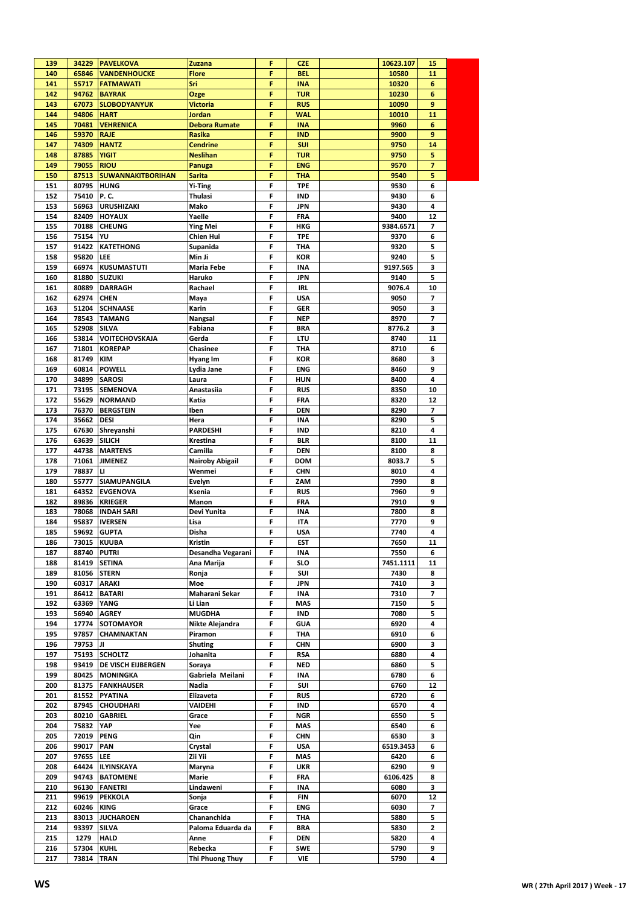| | | | | | | | | |
|---|---|---|---|---|---|---|---|---|
| 139 | 34229 | PAVELKOVA | Zuzana | F | CZE | | 10623.107 | 15 |
| 140 | 65846 | VANDENHOUCKE | Flore | F | BEL | | 10580 | 11 |
| 141 | 55717 | FATMAWATI | Sri | F | INA | | 10320 | 6 |
| 142 | 94762 | BAYRAK | Ozge | F | TUR | | 10230 | 6 |
| 143 | 67073 | SLOBODYANYUK | Victoria | F | RUS | | 10090 | 9 |
| 144 | 94806 | HART | Jordan | F | WAL | | 10010 | 11 |
| 145 | 70481 | VEHRENICA | Debora Rumate | F | INA | | 9960 | 6 |
| 146 | 59370 | RAJE | Rasika | F | IND | | 9900 | 9 |
| 147 | 74309 | HANTZ | Cendrine | F | SUI | | 9750 | 14 |
| 148 | 87885 | YIGIT | Neslihan | F | TUR | | 9750 | 5 |
| 149 | 79055 | RIOU | Panuga | F | ENG | | 9570 | 7 |
| 150 | 87513 | SUWANNAKITBORIHAN | Sarita | F | THA | | 9540 | 5 |
| 151 | 80795 | HUNG | Yi-Ting | F | TPE | | 9530 | 6 |
| 152 | 75410 | P. C. | Thulasi | F | IND | | 9430 | 6 |
| 153 | 56963 | URUSHIZAKI | Mako | F | JPN | | 9430 | 4 |
| 154 | 82409 | HOYAUX | Yaelle | F | FRA | | 9400 | 12 |
| 155 | 70188 | CHEUNG | Ying Mei | F | HKG | | 9384.6571 | 7 |
| 156 | 75154 | YU | Chien Hui | F | TPE | | 9370 | 6 |
| 157 | 91422 | KATETHONG | Supanida | F | THA | | 9320 | 5 |
| 158 | 95820 | LEE | Min Ji | F | KOR | | 9240 | 5 |
| 159 | 66974 | KUSUMASTUTI | Maria Febe | F | INA | | 9197.565 | 3 |
| 160 | 81880 | SUZUKI | Haruko | F | JPN | | 9140 | 5 |
| 161 | 80889 | DARRAGH | Rachael | F | IRL | | 9076.4 | 10 |
| 162 | 62974 | CHEN | Maya | F | USA | | 9050 | 7 |
| 163 | 51204 | SCHNAASE | Karin | F | GER | | 9050 | 3 |
| 164 | 78543 | TAMANG | Nangsal | F | NEP | | 8970 | 7 |
| 165 | 52908 | SILVA | Fabiana | F | BRA | | 8776.2 | 3 |
| 166 | 53814 | VOITECHOVSKAJA | Gerda | F | LTU | | 8740 | 11 |
| 167 | 71801 | KOREPAP | Chasinee | F | THA | | 8710 | 6 |
| 168 | 81749 | KIM | Hyang Im | F | KOR | | 8680 | 3 |
| 169 | 60814 | POWELL | Lydia Jane | F | ENG | | 8460 | 9 |
| 170 | 34899 | SAROSI | Laura | F | HUN | | 8400 | 4 |
| 171 | 73195 | SEMENOVA | Anastasiia | F | RUS | | 8350 | 10 |
| 172 | 55629 | NORMAND | Katia | F | FRA | | 8320 | 12 |
| 173 | 76370 | BERGSTEIN | Iben | F | DEN | | 8290 | 7 |
| 174 | 35662 | DESI | Hera | F | INA | | 8290 | 5 |
| 175 | 67630 | Shreyanshi | PARDESHI | F | IND | | 8210 | 4 |
| 176 | 63639 | SILICH | Krestina | F | BLR | | 8100 | 11 |
| 177 | 44738 | MARTENS | Camilla | F | DEN | | 8100 | 8 |
| 178 | 71061 | JIMENEZ | Nairoby Abigail | F | DOM | | 8033.7 | 5 |
| 179 | 78837 | LI | Wenmei | F | CHN | | 8010 | 4 |
| 180 | 55777 | SIAMUPANGILA | Evelyn | F | ZAM | | 7990 | 8 |
| 181 | 64352 | EVGENOVA | Ksenia | F | RUS | | 7960 | 9 |
| 182 | 89836 | KRIEGER | Manon | F | FRA | | 7910 | 9 |
| 183 | 78068 | INDAH SARI | Devi Yunita | F | INA | | 7800 | 8 |
| 184 | 95837 | IVERSEN | Lisa | F | ITA | | 7770 | 9 |
| 185 | 59692 | GUPTA | Disha | F | USA | | 7740 | 4 |
| 186 | 73015 | KUUBA | Kristin | F | EST | | 7650 | 11 |
| 187 | 88740 | PUTRI | Desandha Vegarani | F | INA | | 7550 | 6 |
| 188 | 81419 | SETINA | Ana Marija | F | SLO | | 7451.1111 | 11 |
| 189 | 81056 | STERN | Ronja | F | SUI | | 7430 | 8 |
| 190 | 60317 | ARAKI | Moe | F | JPN | | 7410 | 3 |
| 191 | 86412 | BATARI | Maharani Sekar | F | INA | | 7310 | 7 |
| 192 | 63369 | YANG | Li Lian | F | MAS | | 7150 | 5 |
| 193 | 56940 | AGREY | MUGDHA | F | IND | | 7080 | 5 |
| 194 | 17774 | SOTOMAYOR | Nikte Alejandra | F | GUA | | 6920 | 4 |
| 195 | 97857 | CHAMNAKTAN | Piramon | F | THA | | 6910 | 6 |
| 196 | 79753 | JI | Shuting | F | CHN | | 6900 | 3 |
| 197 | 75193 | SCHOLTZ | Johanita | F | RSA | | 6880 | 4 |
| 198 | 93419 | DE VISCH EIJBERGEN | Soraya | F | NED | | 6860 | 5 |
| 199 | 80425 | MONINGKA | Gabriela Meilani | F | INA | | 6780 | 6 |
| 200 | 81375 | FANKHAUSER | Nadia | F | SUI | | 6760 | 12 |
| 201 | 81552 | PYATINA | Elizaveta | F | RUS | | 6720 | 6 |
| 202 | 87945 | CHOUDHARI | VAIDEHI | F | IND | | 6570 | 4 |
| 203 | 80210 | GABRIEL | Grace | F | NGR | | 6550 | 5 |
| 204 | 75832 | YAP | Yee | F | MAS | | 6540 | 6 |
| 205 | 72019 | PENG | Qin | F | CHN | | 6530 | 3 |
| 206 | 99017 | PAN | Crystal | F | USA | | 6519.3453 | 6 |
| 207 | 97655 | LEE | Zii Yii | F | MAS | | 6420 | 6 |
| 208 | 64424 | ILYINSKAYA | Maryna | F | UKR | | 6290 | 9 |
| 209 | 94743 | BATOMENE | Marie | F | FRA | | 6106.425 | 8 |
| 210 | 96130 | FANETRI | Lindaweni | F | INA | | 6080 | 3 |
| 211 | 99619 | PEKKOLA | Sonja | F | FIN | | 6070 | 12 |
| 212 | 60246 | KING | Grace | F | ENG | | 6030 | 7 |
| 213 | 83013 | JUCHAROEN | Chananchida | F | THA | | 5880 | 5 |
| 214 | 93397 | SILVA | Paloma Eduarda da | F | BRA | | 5830 | 2 |
| 215 | 1279 | HALD | Anne | F | DEN | | 5820 | 4 |
| 216 | 57304 | KUHL | Rebecka | F | SWE | | 5790 | 9 |
| 217 | 73814 | TRAN | Thi Phuong Thuy | F | VIE | | 5790 | 4 |

**WS**

WR ( 27th April 2017 ) Week - 17